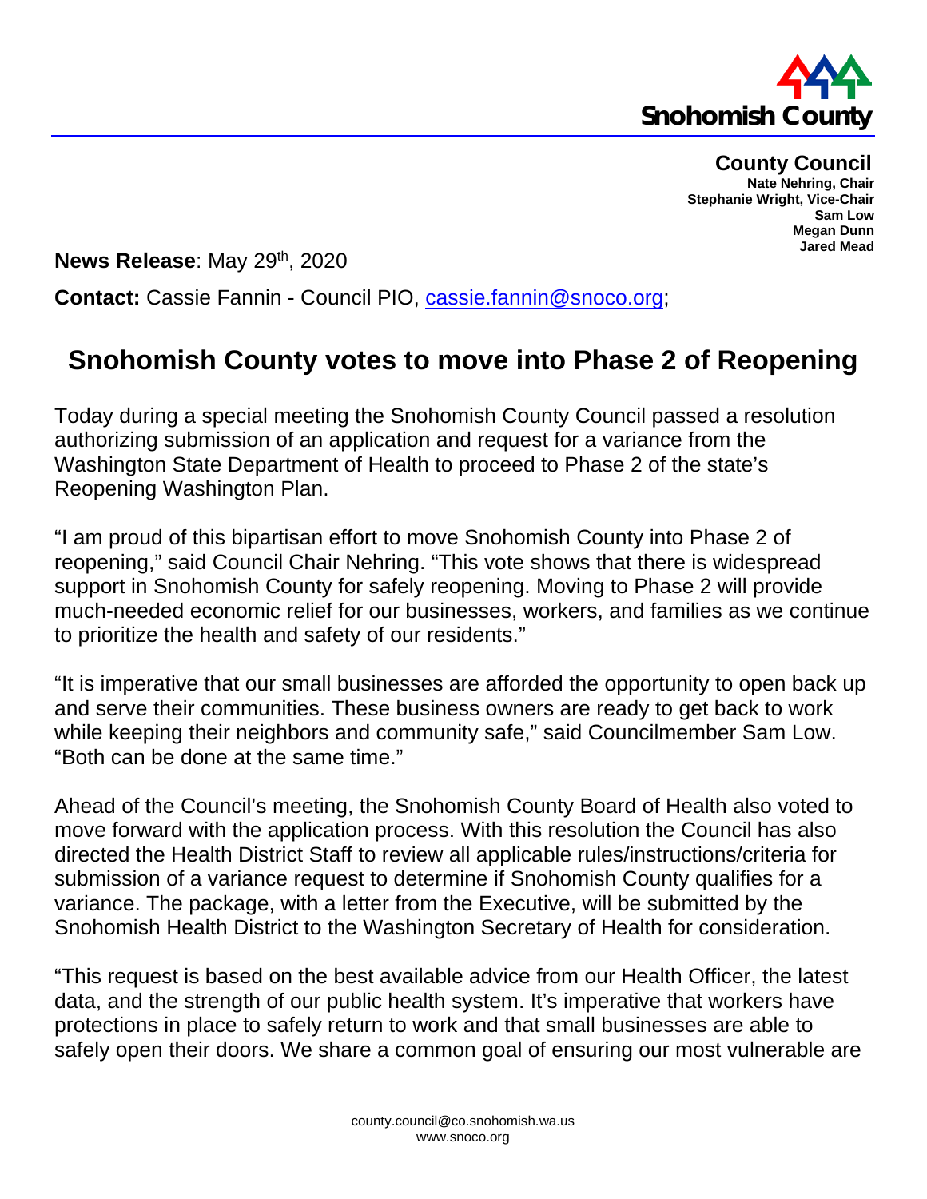Snohomish County

**County Council**
**Nate Nehring, Chair**
**Stephanie Wright, Vice-Chair**
**Sam Low**
**Megan Dunn**
**Jared Mead**

**News Release**: May 29th, 2020

**Contact:** Cassie Fannin - Council PIO, cassie.fannin@snoco.org;

# Snohomish County votes to move into Phase 2 of Reopening

Today during a special meeting the Snohomish County Council passed a resolution authorizing submission of an application and request for a variance from the Washington State Department of Health to proceed to Phase 2 of the state's Reopening Washington Plan.

"I am proud of this bipartisan effort to move Snohomish County into Phase 2 of reopening," said Council Chair Nehring. "This vote shows that there is widespread support in Snohomish County for safely reopening. Moving to Phase 2 will provide much-needed economic relief for our businesses, workers, and families as we continue to prioritize the health and safety of our residents."

"It is imperative that our small businesses are afforded the opportunity to open back up and serve their communities. These business owners are ready to get back to work while keeping their neighbors and community safe," said Councilmember Sam Low. "Both can be done at the same time."

Ahead of the Council's meeting, the Snohomish County Board of Health also voted to move forward with the application process. With this resolution the Council has also directed the Health District Staff to review all applicable rules/instructions/criteria for submission of a variance request to determine if Snohomish County qualifies for a variance. The package, with a letter from the Executive, will be submitted by the Snohomish Health District to the Washington Secretary of Health for consideration.

"This request is based on the best available advice from our Health Officer, the latest data, and the strength of our public health system. It's imperative that workers have protections in place to safely return to work and that small businesses are able to safely open their doors. We share a common goal of ensuring our most vulnerable are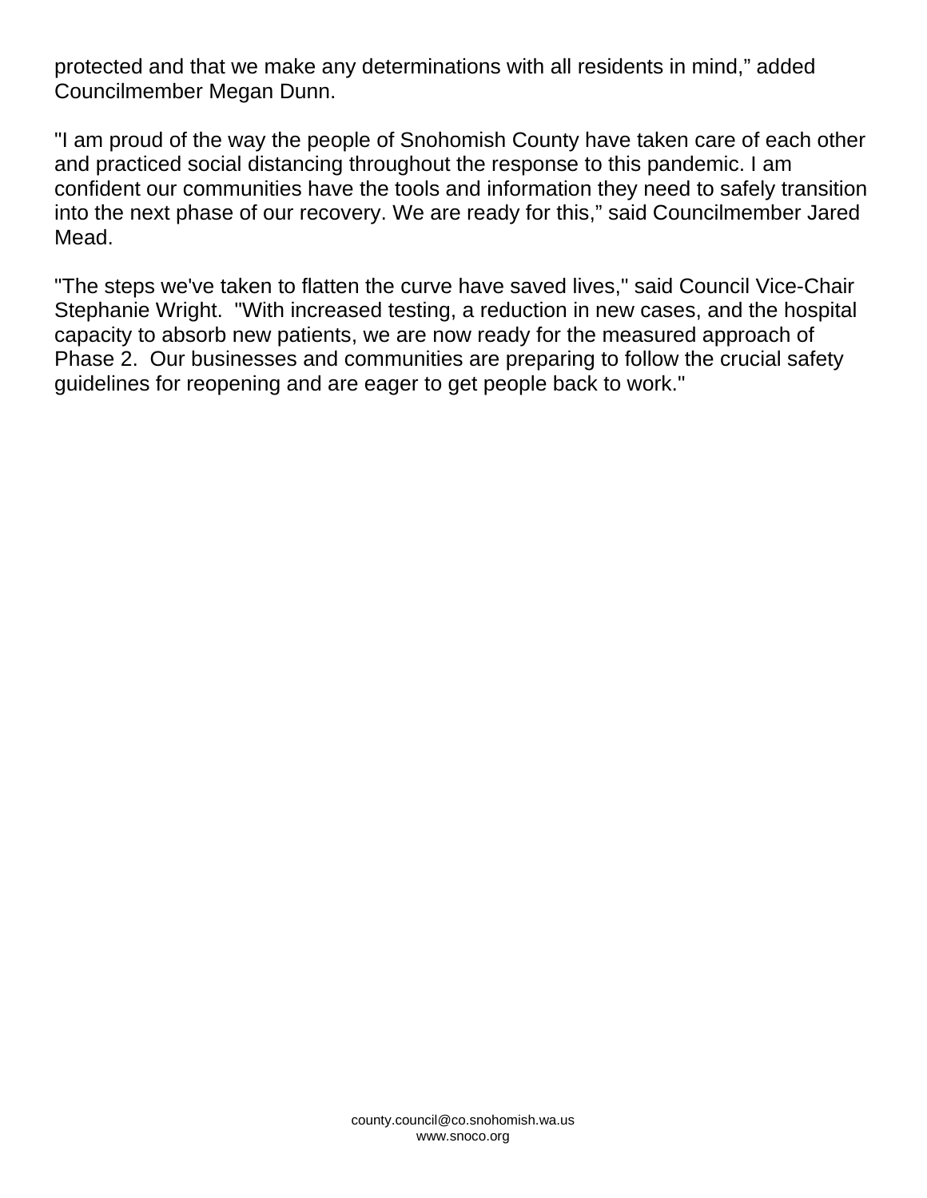protected and that we make any determinations with all residents in mind," added Councilmember Megan Dunn.

"I am proud of the way the people of Snohomish County have taken care of each other and practiced social distancing throughout the response to this pandemic. I am confident our communities have the tools and information they need to safely transition into the next phase of our recovery. We are ready for this," said Councilmember Jared Mead.

"The steps we've taken to flatten the curve have saved lives," said Council Vice-Chair Stephanie Wright. "With increased testing, a reduction in new cases, and the hospital capacity to absorb new patients, we are now ready for the measured approach of Phase 2. Our businesses and communities are preparing to follow the crucial safety guidelines for reopening and are eager to get people back to work."

county.council@co.snohomish.wa.us
www.snoco.org